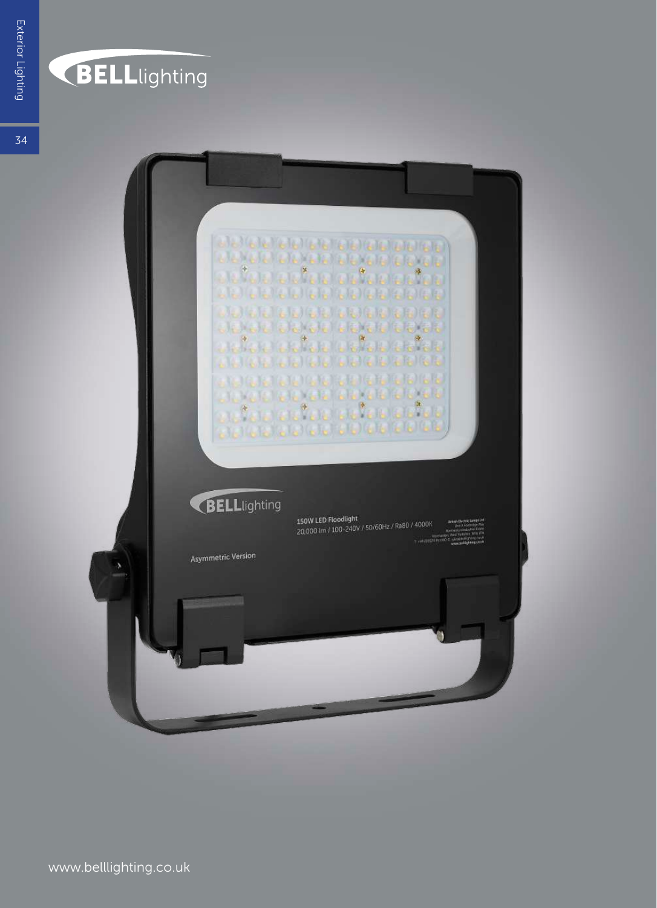BELLlighting

BELLlighting

150W LED Floodlight
20,000 lm / 100-240V / 50/60Hz / Ra80 / 4000K

Asymmetric Version

www.belllighting.co.uk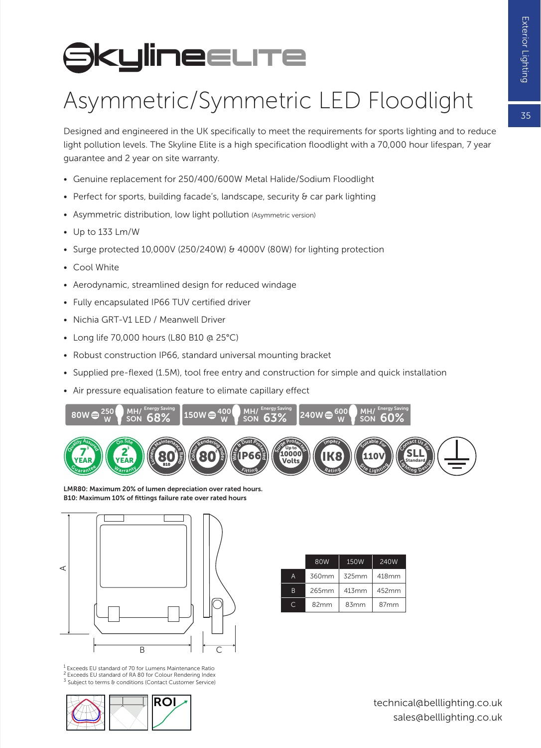# SkylineELITE

## Asymmetric/Symmetric LED Floodlight

Designed and engineered in the UK specifically to meet the requirements for sports lighting and to reduce light pollution levels. The Skyline Elite is a high specification floodlight with a 70,000 hour lifespan, 7 year guarantee and 2 year on site warranty.

- Genuine replacement for 250/400/600W Metal Halide/Sodium Floodlight
- Perfect for sports, building facade's, landscape, security & car park lighting
- Asymmetric distribution, low light pollution (Asymmetric version)
- Up to 133 Lm/W
- Surge protected 10,000V (250/240W) & 4000V (80W) for lighting protection
- Cool White
- Aerodynamic, streamlined design for reduced windage
- Fully encapsulated IP66 TUV certified driver
- Nichia GRT-V1 LED / Meanwell Driver
- Long life 70,000 hours (L80 B10 @ 25°C)
- Robust construction IP66, standard universal mounting bracket
- Supplied pre-flexed (1.5M), tool free entry and construction for simple and quick installation
- Air pressure equalisation feature to elimate capillary effect

80W = 250 W MH/SON Energy Saving 68% | 150W = 400 W MH/SON Energy Saving 63% | 240W = 600 W MH/SON Energy Saving 60%

Quality Assured 7[3] YEAR Guarantee | On Site 2[3] YEAR Warranty | Lumens Maintenance Ratio 80[1] B10 | Colour Rendering Index 80[2] | Water & Dust Protected IP66 Fitting | Surge Protected Up to 10000 Volts | Impact IK8 Rating | Suitable For 110V Site Lighting | Contact Us For SLL Standard Lighting Design

**LMR80: Maximum 20% of lumen depreciation over rated hours.**
**B10: Maximum 10% of fittings failure rate over rated hours**

|   | 80W | 150W | 240W |
|---|---|---|---|
| A | 360mm | 325mm | 418mm |
| B | 265mm | 413mm | 452mm |
| C | 82mm | 83mm | 87mm |

[1] Exceeds EU standard of 70 for Lumens Maintenance Ratio
[2] Exceeds EU standard of RA 80 for Colour Rendering Index
[3] Subject to terms & conditions (Contact Customer Service)

ROI

technical@belllighting.co.uk
sales@belllighting.co.uk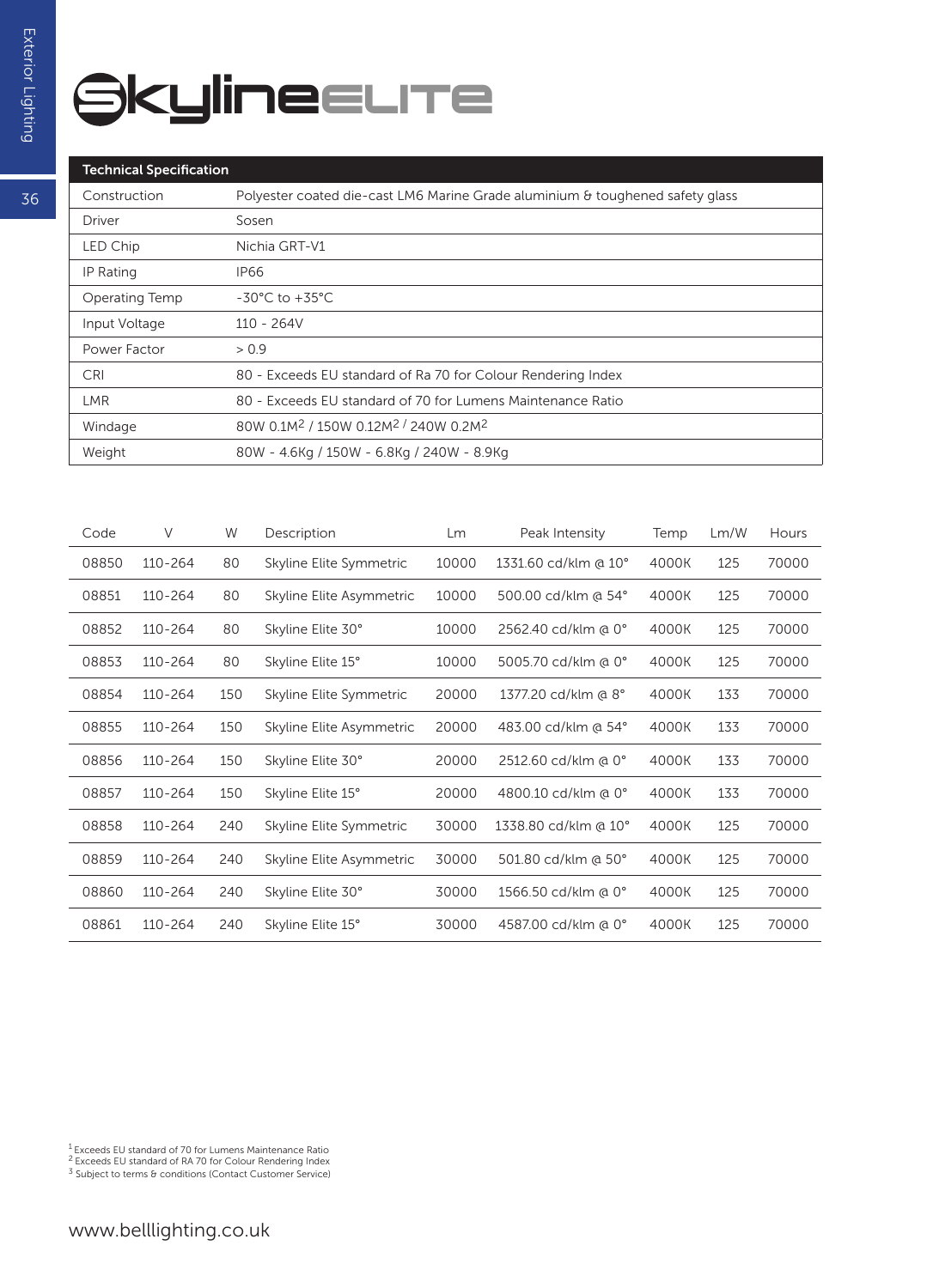# Skyline ELITE

| Technical Specification | |
|---|---|
| Construction | Polyester coated die-cast LM6 Marine Grade aluminium & toughened safety glass |
| Driver | Sosen |
| LED Chip | Nichia GRT-V1 |
| IP Rating | IP66 |
| Operating Temp | -30°C to +35°C |
| Input Voltage | 110 - 264V |
| Power Factor | > 0.9 |
| CRI | 80 - Exceeds EU standard of Ra 70 for Colour Rendering Index |
| LMR | 80 - Exceeds EU standard of 70 for Lumens Maintenance Ratio |
| Windage | 80W 0.1M$^2$ / 150W 0.12M$^2$ / 240W 0.2M$^2$ |
| Weight | 80W - 4.6Kg / 150W - 6.8Kg / 240W - 8.9Kg |

| Code | V | W | Description | Lm | Peak Intensity | Temp | Lm/W | Hours |
|---|---|---|---|---|---|---|---|---|
| 08850 | 110-264 | 80 | Skyline Elite Symmetric | 10000 | 1331.60 cd/klm @ 10° | 4000K | 125 | 70000 |
| 08851 | 110-264 | 80 | Skyline Elite Asymmetric | 10000 | 500.00 cd/klm @ 54° | 4000K | 125 | 70000 |
| 08852 | 110-264 | 80 | Skyline Elite 30° | 10000 | 2562.40 cd/klm @ 0° | 4000K | 125 | 70000 |
| 08853 | 110-264 | 80 | Skyline Elite 15° | 10000 | 5005.70 cd/klm @ 0° | 4000K | 125 | 70000 |
| 08854 | 110-264 | 150 | Skyline Elite Symmetric | 20000 | 1377.20 cd/klm @ 8° | 4000K | 133 | 70000 |
| 08855 | 110-264 | 150 | Skyline Elite Asymmetric | 20000 | 483.00 cd/klm @ 54° | 4000K | 133 | 70000 |
| 08856 | 110-264 | 150 | Skyline Elite 30° | 20000 | 2512.60 cd/klm @ 0° | 4000K | 133 | 70000 |
| 08857 | 110-264 | 150 | Skyline Elite 15° | 20000 | 4800.10 cd/klm @ 0° | 4000K | 133 | 70000 |
| 08858 | 110-264 | 240 | Skyline Elite Symmetric | 30000 | 1338.80 cd/klm @ 10° | 4000K | 125 | 70000 |
| 08859 | 110-264 | 240 | Skyline Elite Asymmetric | 30000 | 501.80 cd/klm @ 50° | 4000K | 125 | 70000 |
| 08860 | 110-264 | 240 | Skyline Elite 30° | 30000 | 1566.50 cd/klm @ 0° | 4000K | 125 | 70000 |
| 08861 | 110-264 | 240 | Skyline Elite 15° | 30000 | 4587.00 cd/klm @ 0° | 4000K | 125 | 70000 |

[1] Exceeds EU standard of 70 for Lumens Maintenance Ratio
[2] Exceeds EU standard of RA 70 for Colour Rendering Index
[3] Subject to terms & conditions (Contact Customer Service)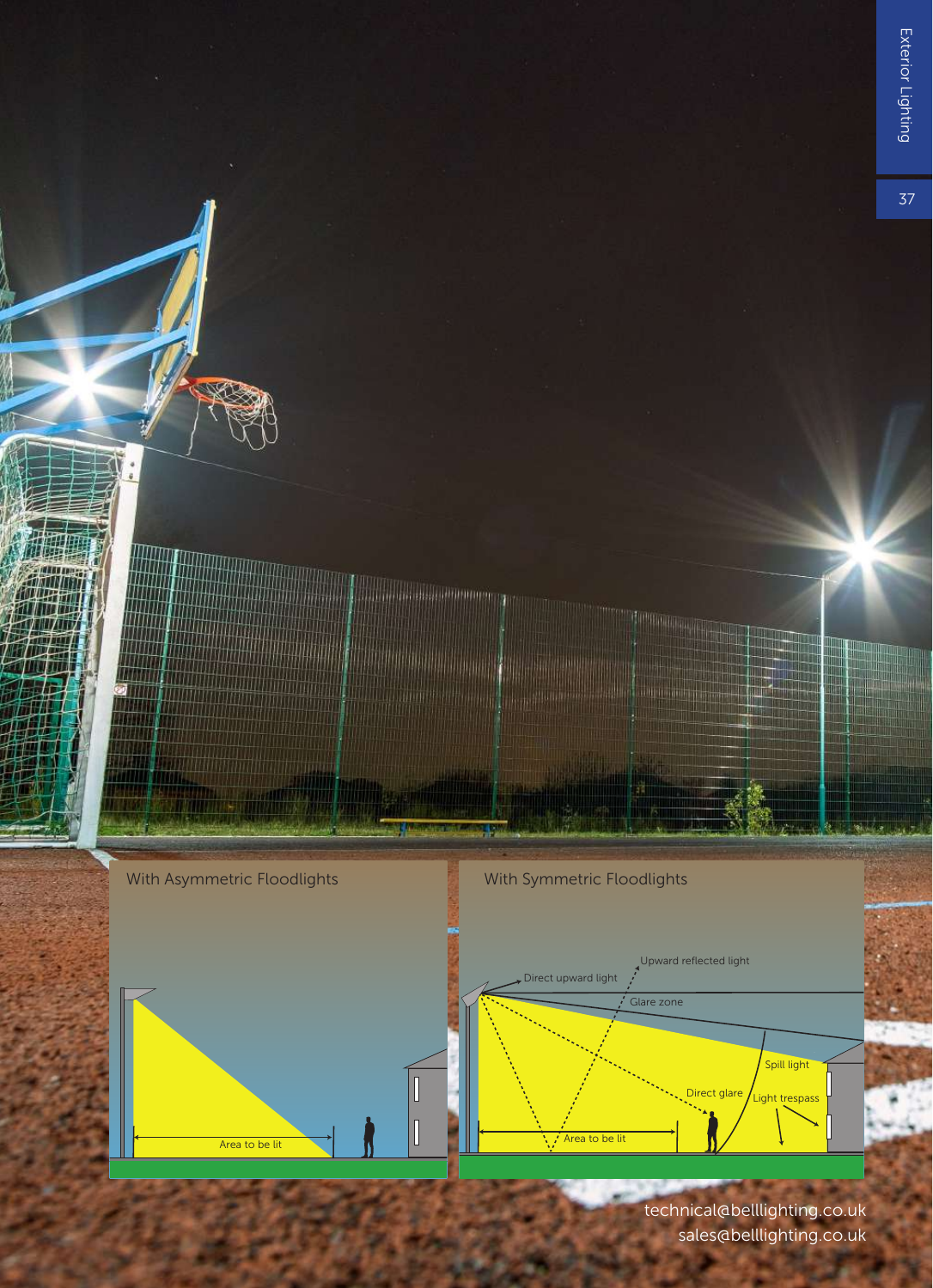## With Asymmetric Floodlights

Area to be lit

## With Symmetric Floodlights

Upward reflected light

Direct upward light

Glare zone

Spill light

Direct glare

Light trespass

Area to be lit

technical@belllighting.co.uk
sales@belllighting.co.uk